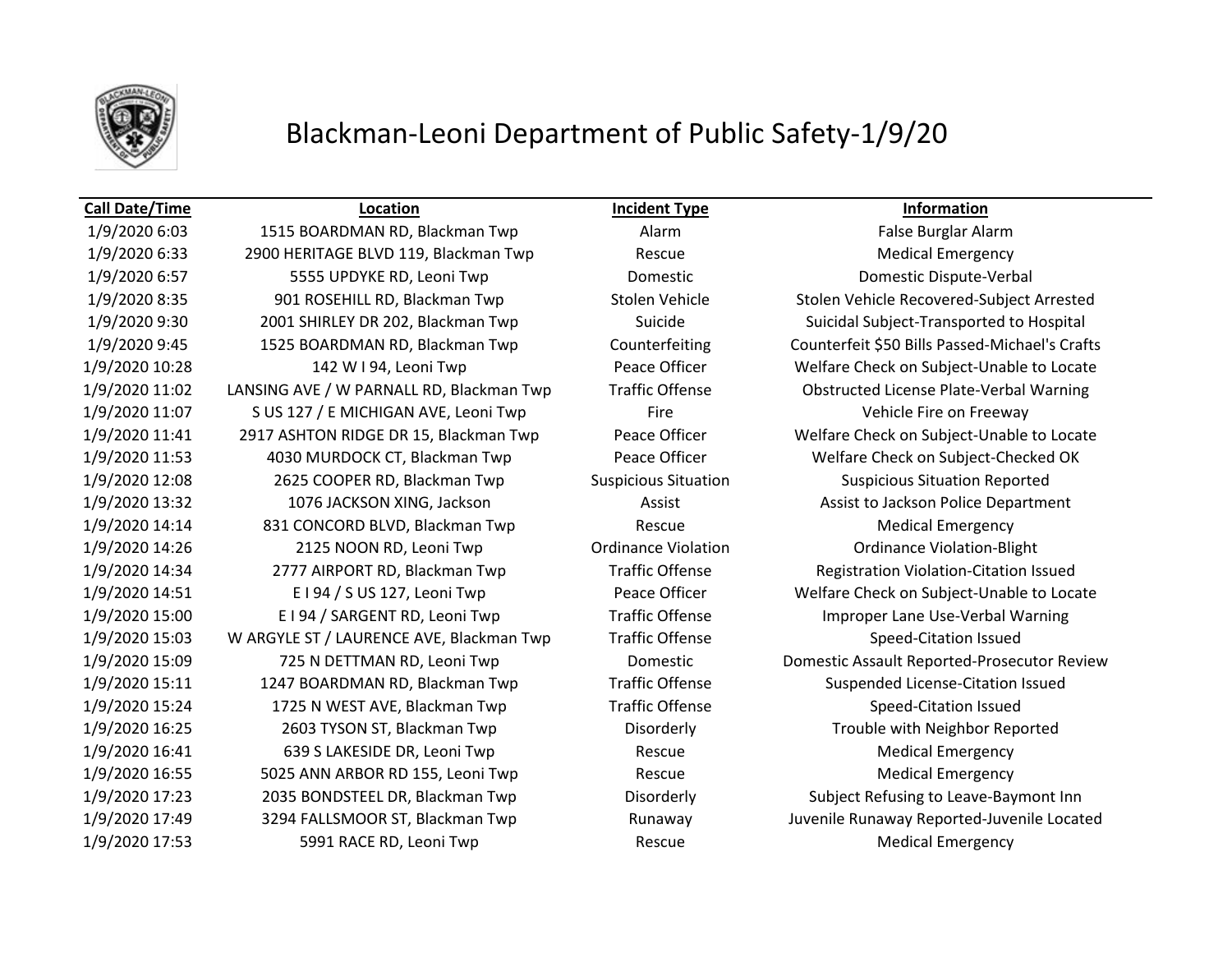# Blackman-Leoni Department of Public Safety-1/9/20

| Call Date/Time | Location | Incident Type | Information |
|---|---|---|---|
| 1/9/2020 6:03 | 1515 BOARDMAN RD, Blackman Twp | Alarm | False Burglar Alarm |
| 1/9/2020 6:33 | 2900 HERITAGE BLVD 119, Blackman Twp | Rescue | Medical Emergency |
| 1/9/2020 6:57 | 5555 UPDYKE RD, Leoni Twp | Domestic | Domestic Dispute-Verbal |
| 1/9/2020 8:35 | 901 ROSEHILL RD, Blackman Twp | Stolen Vehicle | Stolen Vehicle Recovered-Subject Arrested |
| 1/9/2020 9:30 | 2001 SHIRLEY DR 202, Blackman Twp | Suicide | Suicidal Subject-Transported to Hospital |
| 1/9/2020 9:45 | 1525 BOARDMAN RD, Blackman Twp | Counterfeiting | Counterfeit $50 Bills Passed-Michael's Crafts |
| 1/9/2020 10:28 | 142 W I 94, Leoni Twp | Peace Officer | Welfare Check on Subject-Unable to Locate |
| 1/9/2020 11:02 | LANSING AVE / W PARNALL RD, Blackman Twp | Traffic Offense | Obstructed License Plate-Verbal Warning |
| 1/9/2020 11:07 | S US 127 / E MICHIGAN AVE, Leoni Twp | Fire | Vehicle Fire on Freeway |
| 1/9/2020 11:41 | 2917 ASHTON RIDGE DR 15, Blackman Twp | Peace Officer | Welfare Check on Subject-Unable to Locate |
| 1/9/2020 11:53 | 4030 MURDOCK CT, Blackman Twp | Peace Officer | Welfare Check on Subject-Checked OK |
| 1/9/2020 12:08 | 2625 COOPER RD, Blackman Twp | Suspicious Situation | Suspicious Situation Reported |
| 1/9/2020 13:32 | 1076 JACKSON XING, Jackson | Assist | Assist to Jackson Police Department |
| 1/9/2020 14:14 | 831 CONCORD BLVD, Blackman Twp | Rescue | Medical Emergency |
| 1/9/2020 14:26 | 2125 NOON RD, Leoni Twp | Ordinance Violation | Ordinance Violation-Blight |
| 1/9/2020 14:34 | 2777 AIRPORT RD, Blackman Twp | Traffic Offense | Registration Violation-Citation Issued |
| 1/9/2020 14:51 | E I 94 / S US 127, Leoni Twp | Peace Officer | Welfare Check on Subject-Unable to Locate |
| 1/9/2020 15:00 | E I 94 / SARGENT RD, Leoni Twp | Traffic Offense | Improper Lane Use-Verbal Warning |
| 1/9/2020 15:03 | W ARGYLE ST / LAURENCE AVE, Blackman Twp | Traffic Offense | Speed-Citation Issued |
| 1/9/2020 15:09 | 725 N DETTMAN RD, Leoni Twp | Domestic | Domestic Assault Reported-Prosecutor Review |
| 1/9/2020 15:11 | 1247 BOARDMAN RD, Blackman Twp | Traffic Offense | Suspended License-Citation Issued |
| 1/9/2020 15:24 | 1725 N WEST AVE, Blackman Twp | Traffic Offense | Speed-Citation Issued |
| 1/9/2020 16:25 | 2603 TYSON ST, Blackman Twp | Disorderly | Trouble with Neighbor Reported |
| 1/9/2020 16:41 | 639 S LAKESIDE DR, Leoni Twp | Rescue | Medical Emergency |
| 1/9/2020 16:55 | 5025 ANN ARBOR RD 155, Leoni Twp | Rescue | Medical Emergency |
| 1/9/2020 17:23 | 2035 BONDSTEEL DR, Blackman Twp | Disorderly | Subject Refusing to Leave-Baymont Inn |
| 1/9/2020 17:49 | 3294 FALLSMOOR ST, Blackman Twp | Runaway | Juvenile Runaway Reported-Juvenile Located |
| 1/9/2020 17:53 | 5991 RACE RD, Leoni Twp | Rescue | Medical Emergency |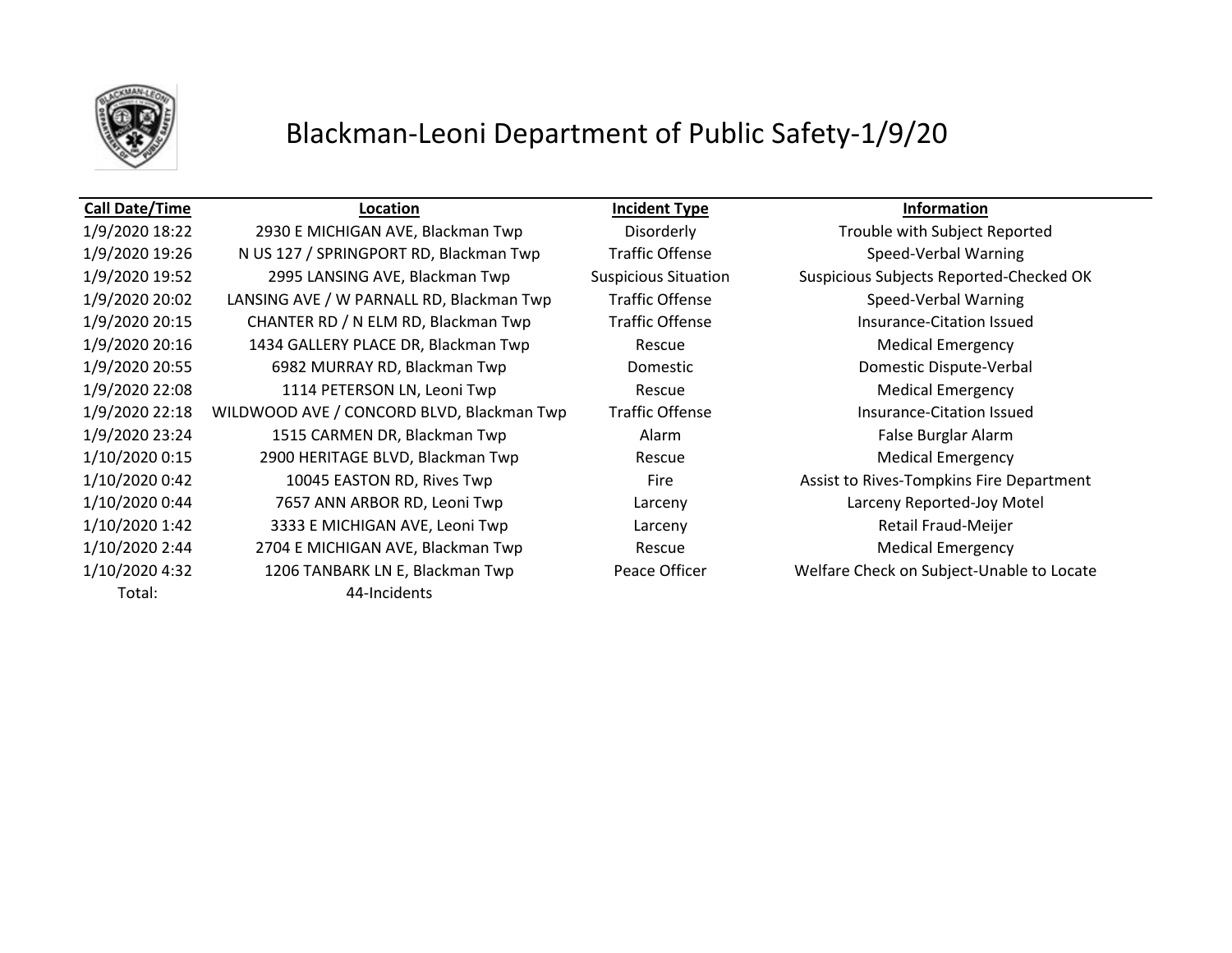# Blackman-Leoni Department of Public Safety-1/9/20

| Call Date/Time | Location | Incident Type | Information |
|---|---|---|---|
| 1/9/2020 18:22 | 2930 E MICHIGAN AVE, Blackman Twp | Disorderly | Trouble with Subject Reported |
| 1/9/2020 19:26 | N US 127 / SPRINGPORT RD, Blackman Twp | Traffic Offense | Speed-Verbal Warning |
| 1/9/2020 19:52 | 2995 LANSING AVE, Blackman Twp | Suspicious Situation | Suspicious Subjects Reported-Checked OK |
| 1/9/2020 20:02 | LANSING AVE / W PARNALL RD, Blackman Twp | Traffic Offense | Speed-Verbal Warning |
| 1/9/2020 20:15 | CHANTER RD / N ELM RD, Blackman Twp | Traffic Offense | Insurance-Citation Issued |
| 1/9/2020 20:16 | 1434 GALLERY PLACE DR, Blackman Twp | Rescue | Medical Emergency |
| 1/9/2020 20:55 | 6982 MURRAY RD, Blackman Twp | Domestic | Domestic Dispute-Verbal |
| 1/9/2020 22:08 | 1114 PETERSON LN, Leoni Twp | Rescue | Medical Emergency |
| 1/9/2020 22:18 | WILDWOOD AVE / CONCORD BLVD, Blackman Twp | Traffic Offense | Insurance-Citation Issued |
| 1/9/2020 23:24 | 1515 CARMEN DR, Blackman Twp | Alarm | False Burglar Alarm |
| 1/10/2020 0:15 | 2900 HERITAGE BLVD, Blackman Twp | Rescue | Medical Emergency |
| 1/10/2020 0:42 | 10045 EASTON RD, Rives Twp | Fire | Assist to Rives-Tompkins Fire Department |
| 1/10/2020 0:44 | 7657 ANN ARBOR RD, Leoni Twp | Larceny | Larceny Reported-Joy Motel |
| 1/10/2020 1:42 | 3333 E MICHIGAN AVE, Leoni Twp | Larceny | Retail Fraud-Meijer |
| 1/10/2020 2:44 | 2704 E MICHIGAN AVE, Blackman Twp | Rescue | Medical Emergency |
| 1/10/2020 4:32 | 1206 TANBARK LN E, Blackman Twp | Peace Officer | Welfare Check on Subject-Unable to Locate |
| Total: | 44-Incidents | | |